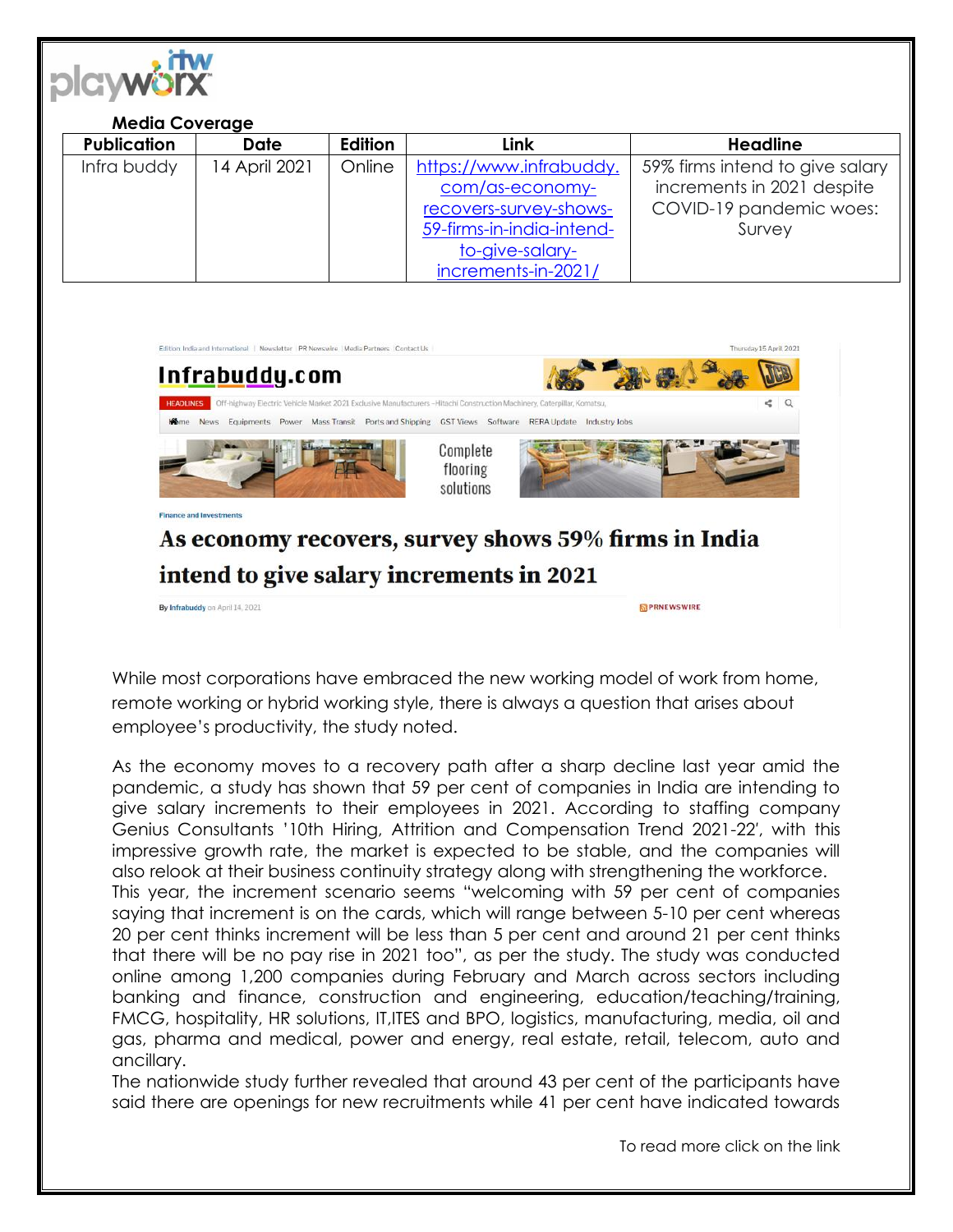**Media Coverage**

| Publication | Date | Edition | Link | Headline |
|---|---|---|---|---|
| Infra buddy | 14 April 2021 | Online | https://www.infrabuddy.com/as-economy-recovers-survey-shows-59-firms-in-india-intend-to-give-salary-increments-in-2021/ | 59% firms intend to give salary increments in 2021 despite COVID-19 pandemic woes: Survey |

Edition India and International | Newsletter | PR Newswire | Media Partners | Contact Us — Thursday 15 April 2021

**Infrabuddy.com**

HEADLINES Off-highway Electric Vehicle Market 2021 Exclusive Manufacturers –Hitachi Construction Machinery, Caterpillar, Komatsu,

Home News Equipments Power Mass Transit Ports and Shipping GST Views Software RERA Update Industry Jobs

Complete flooring solutions

Finance and Investments

# As economy recovers, survey shows 59% firms in India intend to give salary increments in 2021

By Infrabuddy on April 14, 2021 — PRNEWSWIRE

While most corporations have embraced the new working model of work from home, remote working or hybrid working style, there is always a question that arises about employee's productivity, the study noted.

As the economy moves to a recovery path after a sharp decline last year amid the pandemic, a study has shown that 59 per cent of companies in India are intending to give salary increments to their employees in 2021. According to staffing company Genius Consultants '10th Hiring, Attrition and Compensation Trend 2021-22', with this impressive growth rate, the market is expected to be stable, and the companies will also relook at their business continuity strategy along with strengthening the workforce.
This year, the increment scenario seems "welcoming with 59 per cent of companies saying that increment is on the cards, which will range between 5-10 per cent whereas 20 per cent thinks increment will be less than 5 per cent and around 21 per cent thinks that there will be no pay rise in 2021 too", as per the study. The study was conducted online among 1,200 companies during February and March across sectors including banking and finance, construction and engineering, education/teaching/training, FMCG, hospitality, HR solutions, IT,ITES and BPO, logistics, manufacturing, media, oil and gas, pharma and medical, power and energy, real estate, retail, telecom, auto and ancillary.
The nationwide study further revealed that around 43 per cent of the participants have said there are openings for new recruitments while 41 per cent have indicated towards

To read more click on the link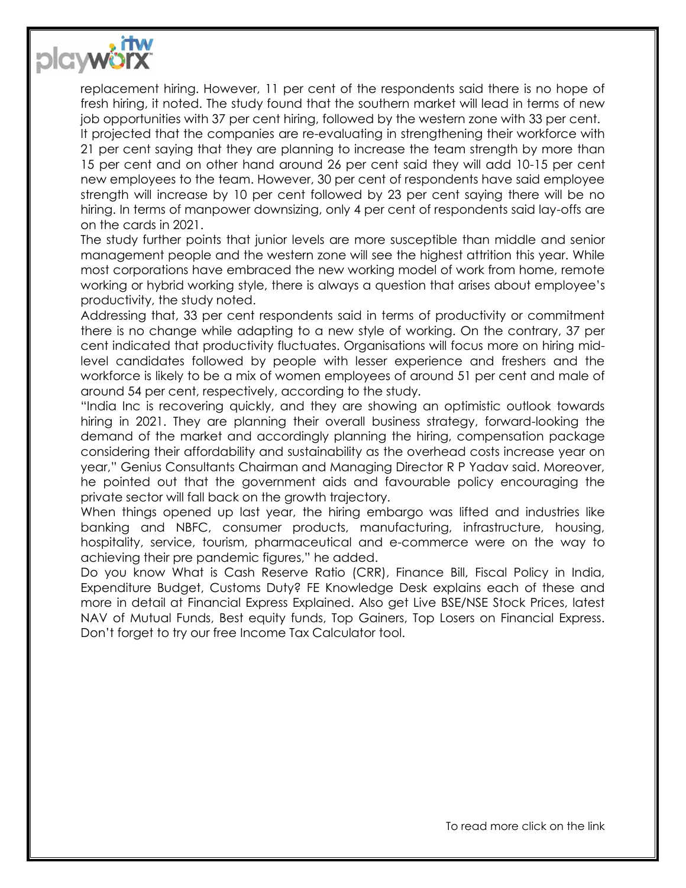replacement hiring. However, 11 per cent of the respondents said there is no hope of fresh hiring, it noted. The study found that the southern market will lead in terms of new job opportunities with 37 per cent hiring, followed by the western zone with 33 per cent.

It projected that the companies are re-evaluating in strengthening their workforce with 21 per cent saying that they are planning to increase the team strength by more than 15 per cent and on other hand around 26 per cent said they will add 10-15 per cent new employees to the team. However, 30 per cent of respondents have said employee strength will increase by 10 per cent followed by 23 per cent saying there will be no hiring. In terms of manpower downsizing, only 4 per cent of respondents said lay-offs are on the cards in 2021.

The study further points that junior levels are more susceptible than middle and senior management people and the western zone will see the highest attrition this year. While most corporations have embraced the new working model of work from home, remote working or hybrid working style, there is always a question that arises about employee's productivity, the study noted.

Addressing that, 33 per cent respondents said in terms of productivity or commitment there is no change while adapting to a new style of working. On the contrary, 37 per cent indicated that productivity fluctuates. Organisations will focus more on hiring mid-level candidates followed by people with lesser experience and freshers and the workforce is likely to be a mix of women employees of around 51 per cent and male of around 54 per cent, respectively, according to the study.

"India Inc is recovering quickly, and they are showing an optimistic outlook towards hiring in 2021. They are planning their overall business strategy, forward-looking the demand of the market and accordingly planning the hiring, compensation package considering their affordability and sustainability as the overhead costs increase year on year," Genius Consultants Chairman and Managing Director R P Yadav said. Moreover, he pointed out that the government aids and favourable policy encouraging the private sector will fall back on the growth trajectory.

When things opened up last year, the hiring embargo was lifted and industries like banking and NBFC, consumer products, manufacturing, infrastructure, housing, hospitality, service, tourism, pharmaceutical and e-commerce were on the way to achieving their pre pandemic figures," he added.

Do you know What is Cash Reserve Ratio (CRR), Finance Bill, Fiscal Policy in India, Expenditure Budget, Customs Duty? FE Knowledge Desk explains each of these and more in detail at Financial Express Explained. Also get Live BSE/NSE Stock Prices, latest NAV of Mutual Funds, Best equity funds, Top Gainers, Top Losers on Financial Express. Don't forget to try our free Income Tax Calculator tool.

To read more click on the link